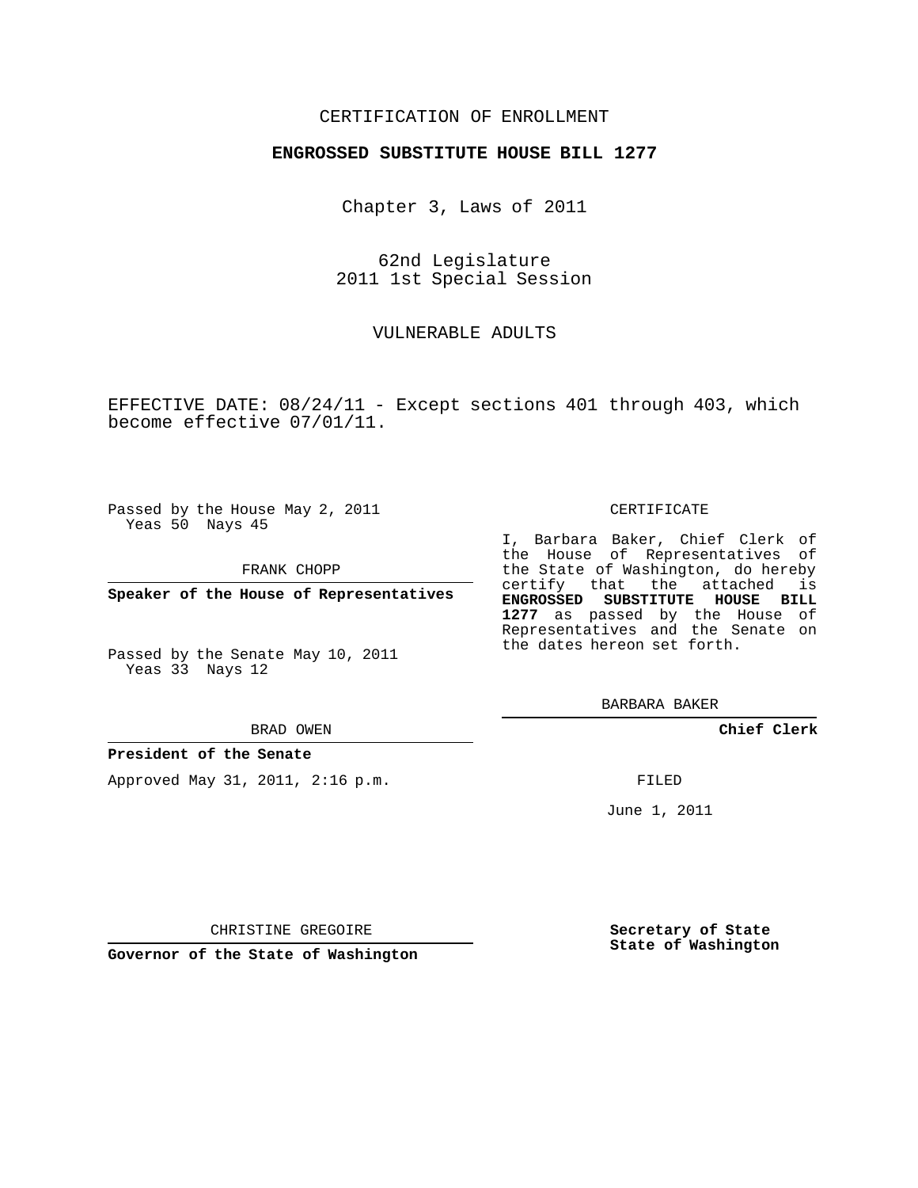CERTIFICATION OF ENROLLMENT

**ENGROSSED SUBSTITUTE HOUSE BILL 1277**

Chapter 3, Laws of 2011

62nd Legislature
2011 1st Special Session

VULNERABLE ADULTS

EFFECTIVE DATE: 08/24/11 - Except sections 401 through 403, which become effective 07/01/11.

Passed by the House May 2, 2011
Yeas 50 Nays 45

FRANK CHOPP

**Speaker of the House of Representatives**

Passed by the Senate May 10, 2011
Yeas 33 Nays 12

BRAD OWEN

**President of the Senate**

Approved May 31, 2011, 2:16 p.m.

CHRISTINE GREGOIRE

**Governor of the State of Washington**

CERTIFICATE

I, Barbara Baker, Chief Clerk of the House of Representatives of the State of Washington, do hereby certify that the attached is **ENGROSSED SUBSTITUTE HOUSE BILL 1277** as passed by the House of Representatives and the Senate on the dates hereon set forth.

BARBARA BAKER

**Chief Clerk**

FILED

June 1, 2011

**Secretary of State**
**State of Washington**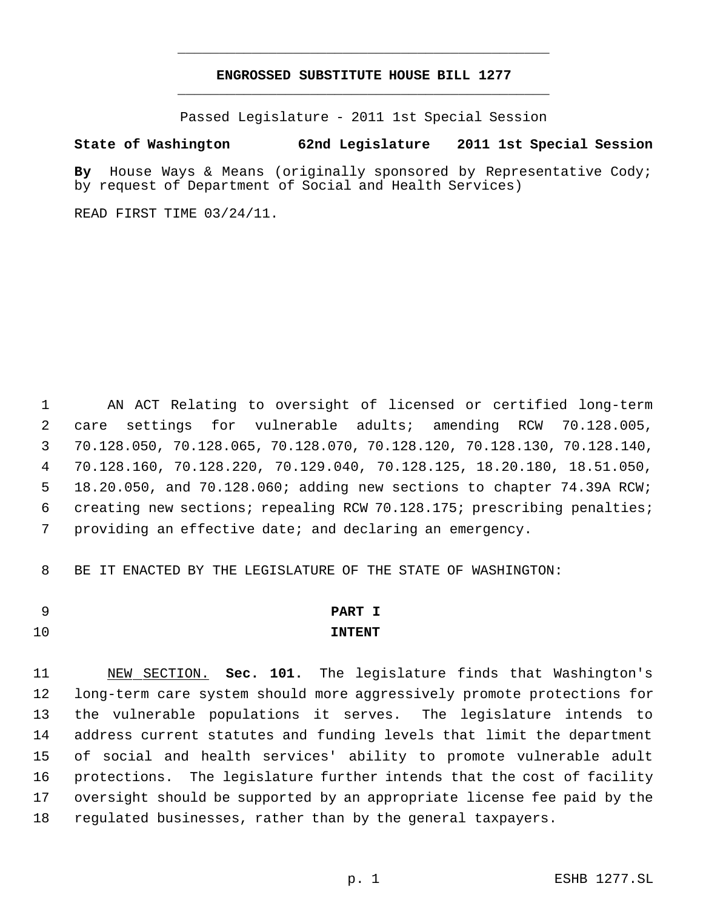# ENGROSSED SUBSTITUTE HOUSE BILL 1277

Passed Legislature - 2011 1st Special Session

**State of Washington 62nd Legislature 2011 1st Special Session**

**By** House Ways & Means (originally sponsored by Representative Cody; by request of Department of Social and Health Services)

READ FIRST TIME 03/24/11.

AN ACT Relating to oversight of licensed or certified long-term care settings for vulnerable adults; amending RCW 70.128.005, 70.128.050, 70.128.065, 70.128.070, 70.128.120, 70.128.130, 70.128.140, 70.128.160, 70.128.220, 70.129.040, 70.128.125, 18.20.180, 18.51.050, 18.20.050, and 70.128.060; adding new sections to chapter 74.39A RCW; creating new sections; repealing RCW 70.128.175; prescribing penalties; providing an effective date; and declaring an emergency.

BE IT ENACTED BY THE LEGISLATURE OF THE STATE OF WASHINGTON:

## PART I
## INTENT

NEW SECTION. **Sec. 101.** The legislature finds that Washington's long-term care system should more aggressively promote protections for the vulnerable populations it serves. The legislature intends to address current statutes and funding levels that limit the department of social and health services' ability to promote vulnerable adult protections. The legislature further intends that the cost of facility oversight should be supported by an appropriate license fee paid by the regulated businesses, rather than by the general taxpayers.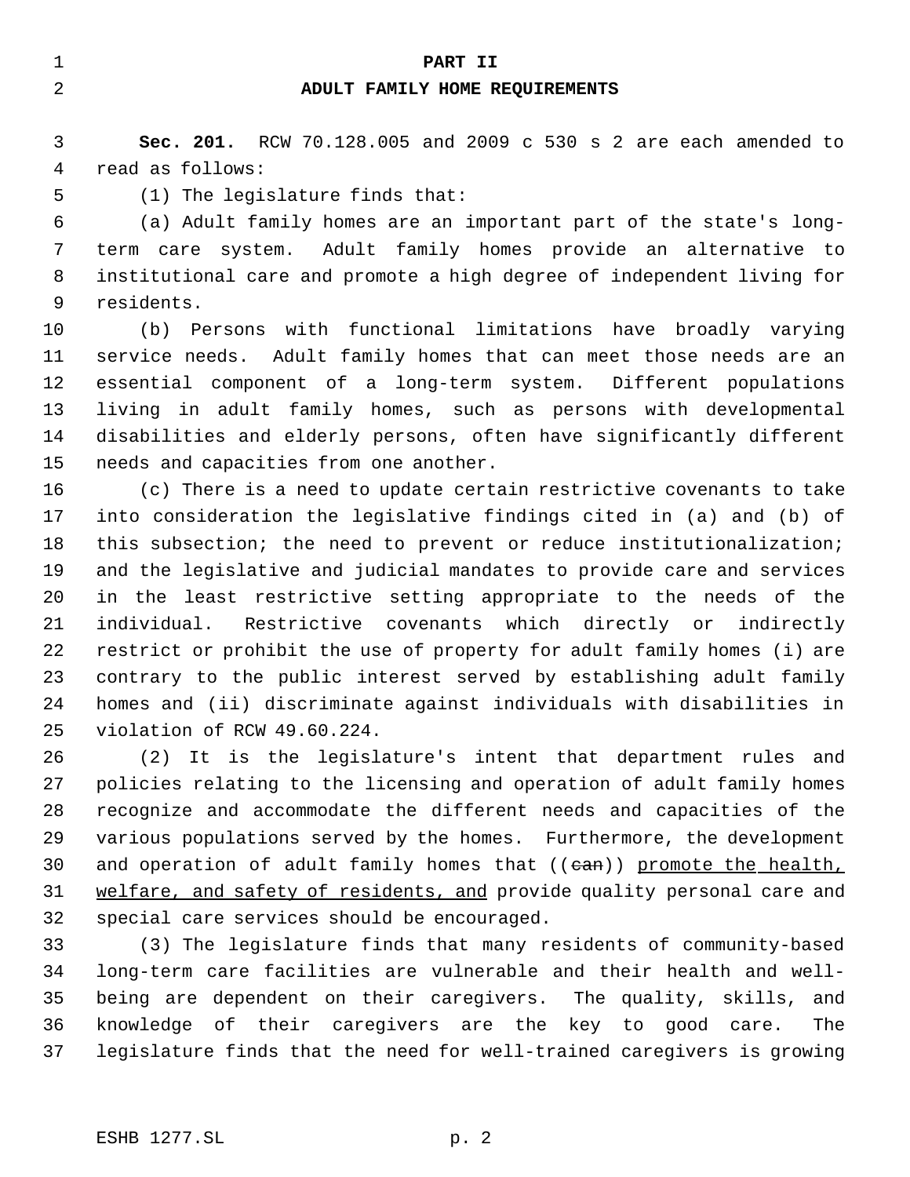## PART II
## ADULT FAMILY HOME REQUIREMENTS

**Sec. 201.** RCW 70.128.005 and 2009 c 530 s 2 are each amended to read as follows:

(1) The legislature finds that:

(a) Adult family homes are an important part of the state's long-term care system. Adult family homes provide an alternative to institutional care and promote a high degree of independent living for residents.

(b) Persons with functional limitations have broadly varying service needs. Adult family homes that can meet those needs are an essential component of a long-term system. Different populations living in adult family homes, such as persons with developmental disabilities and elderly persons, often have significantly different needs and capacities from one another.

(c) There is a need to update certain restrictive covenants to take into consideration the legislative findings cited in (a) and (b) of this subsection; the need to prevent or reduce institutionalization; and the legislative and judicial mandates to provide care and services in the least restrictive setting appropriate to the needs of the individual. Restrictive covenants which directly or indirectly restrict or prohibit the use of property for adult family homes (i) are contrary to the public interest served by establishing adult family homes and (ii) discriminate against individuals with disabilities in violation of RCW 49.60.224.

(2) It is the legislature's intent that department rules and policies relating to the licensing and operation of adult family homes recognize and accommodate the different needs and capacities of the various populations served by the homes. Furthermore, the development and operation of adult family homes that ((~~can~~)) <u>promote the health, welfare, and safety of residents, and</u> provide quality personal care and special care services should be encouraged.

(3) The legislature finds that many residents of community-based long-term care facilities are vulnerable and their health and well-being are dependent on their caregivers. The quality, skills, and knowledge of their caregivers are the key to good care. The legislature finds that the need for well-trained caregivers is growing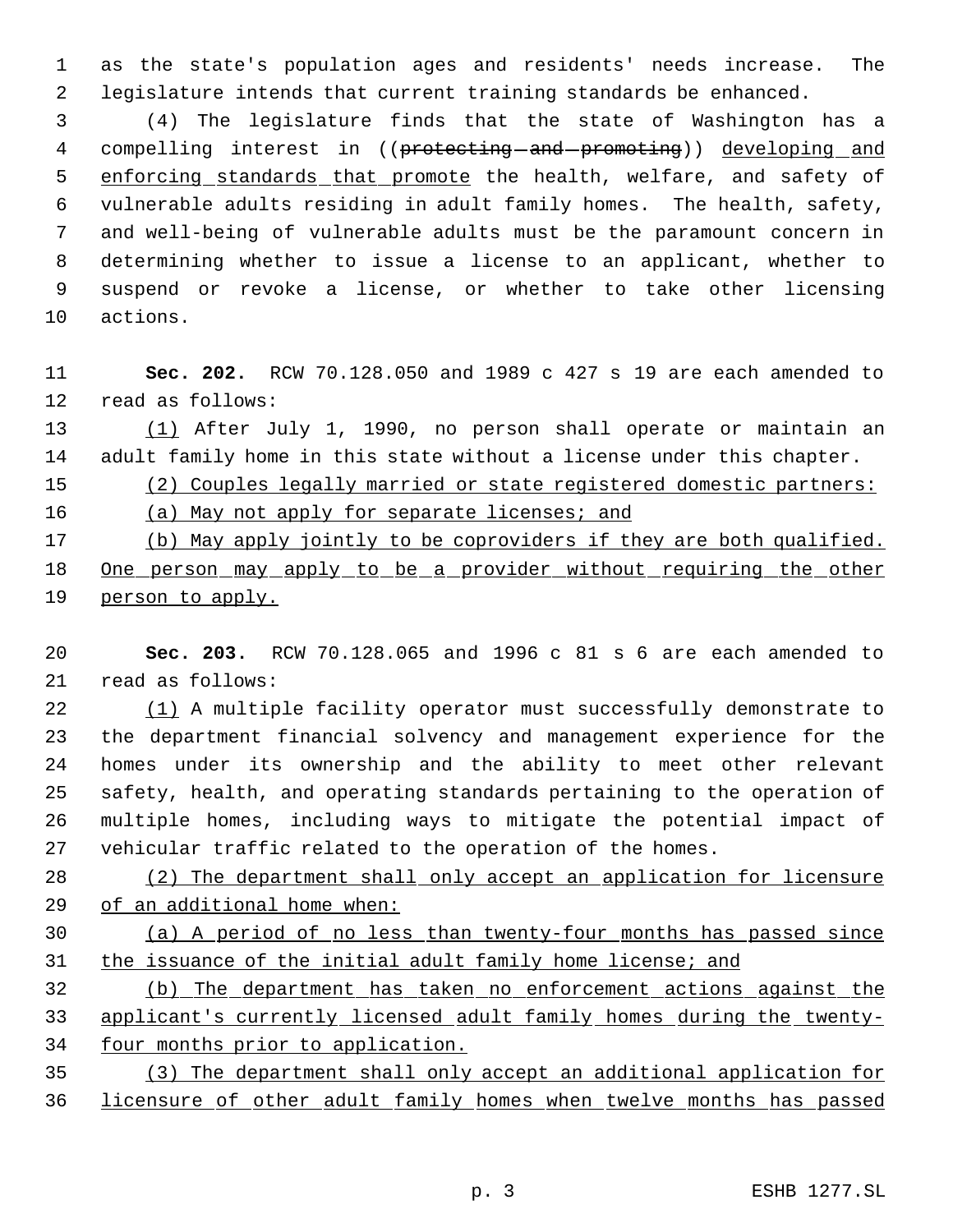as the state's population ages and residents' needs increase. The legislature intends that current training standards be enhanced.

(4) The legislature finds that the state of Washington has a compelling interest in ((~~protecting and promoting~~)) <u>developing and enforcing standards that promote</u> the health, welfare, and safety of vulnerable adults residing in adult family homes. The health, safety, and well-being of vulnerable adults must be the paramount concern in determining whether to issue a license to an applicant, whether to suspend or revoke a license, or whether to take other licensing actions.

**Sec. 202.** RCW 70.128.050 and 1989 c 427 s 19 are each amended to read as follows:

<u>(1)</u> After July 1, 1990, no person shall operate or maintain an adult family home in this state without a license under this chapter.

<u>(2) Couples legally married or state registered domestic partners:</u>

<u>(a) May not apply for separate licenses; and</u>

<u>(b) May apply jointly to be coproviders if they are both qualified. One person may apply to be a provider without requiring the other person to apply.</u>

**Sec. 203.** RCW 70.128.065 and 1996 c 81 s 6 are each amended to read as follows:

<u>(1)</u> A multiple facility operator must successfully demonstrate to the department financial solvency and management experience for the homes under its ownership and the ability to meet other relevant safety, health, and operating standards pertaining to the operation of multiple homes, including ways to mitigate the potential impact of vehicular traffic related to the operation of the homes.

<u>(2) The department shall only accept an application for licensure of an additional home when:</u>

<u>(a) A period of no less than twenty-four months has passed since the issuance of the initial adult family home license; and</u>

<u>(b) The department has taken no enforcement actions against the applicant's currently licensed adult family homes during the twenty-four months prior to application.</u>

<u>(3) The department shall only accept an additional application for licensure of other adult family homes when twelve months has passed</u>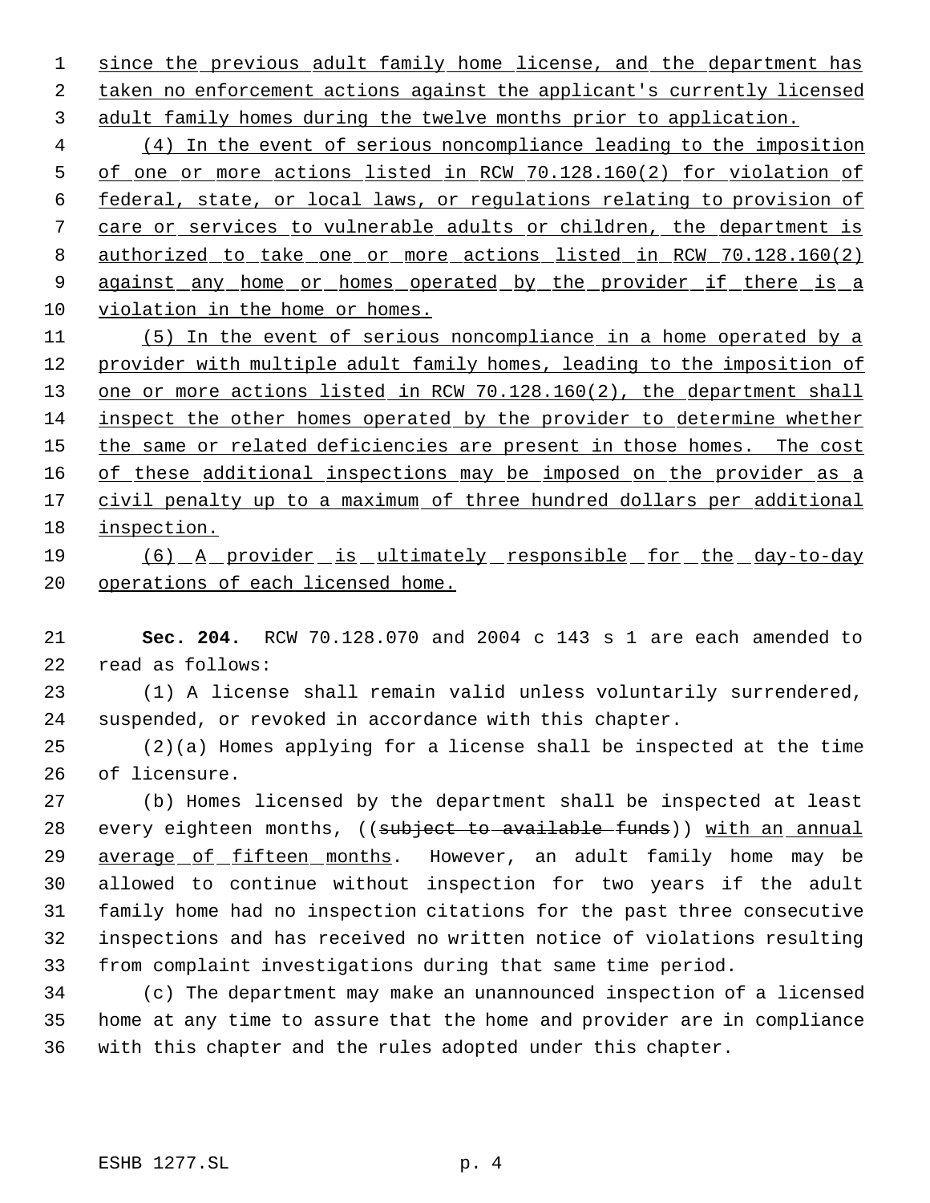since the previous adult family home license, and the department has taken no enforcement actions against the applicant's currently licensed adult family homes during the twelve months prior to application.

(4) In the event of serious noncompliance leading to the imposition of one or more actions listed in RCW 70.128.160(2) for violation of federal, state, or local laws, or regulations relating to provision of care or services to vulnerable adults or children, the department is authorized to take one or more actions listed in RCW 70.128.160(2) against any home or homes operated by the provider if there is a violation in the home or homes.

(5) In the event of serious noncompliance in a home operated by a provider with multiple adult family homes, leading to the imposition of one or more actions listed in RCW 70.128.160(2), the department shall inspect the other homes operated by the provider to determine whether the same or related deficiencies are present in those homes. The cost of these additional inspections may be imposed on the provider as a civil penalty up to a maximum of three hundred dollars per additional inspection.

(6) A provider is ultimately responsible for the day-to-day operations of each licensed home.

**Sec. 204.** RCW 70.128.070 and 2004 c 143 s 1 are each amended to read as follows:

(1) A license shall remain valid unless voluntarily surrendered, suspended, or revoked in accordance with this chapter.

(2)(a) Homes applying for a license shall be inspected at the time of licensure.

(b) Homes licensed by the department shall be inspected at least every eighteen months, ((~~subject to available funds~~)) with an annual average of fifteen months. However, an adult family home may be allowed to continue without inspection for two years if the adult family home had no inspection citations for the past three consecutive inspections and has received no written notice of violations resulting from complaint investigations during that same time period.

(c) The department may make an unannounced inspection of a licensed home at any time to assure that the home and provider are in compliance with this chapter and the rules adopted under this chapter.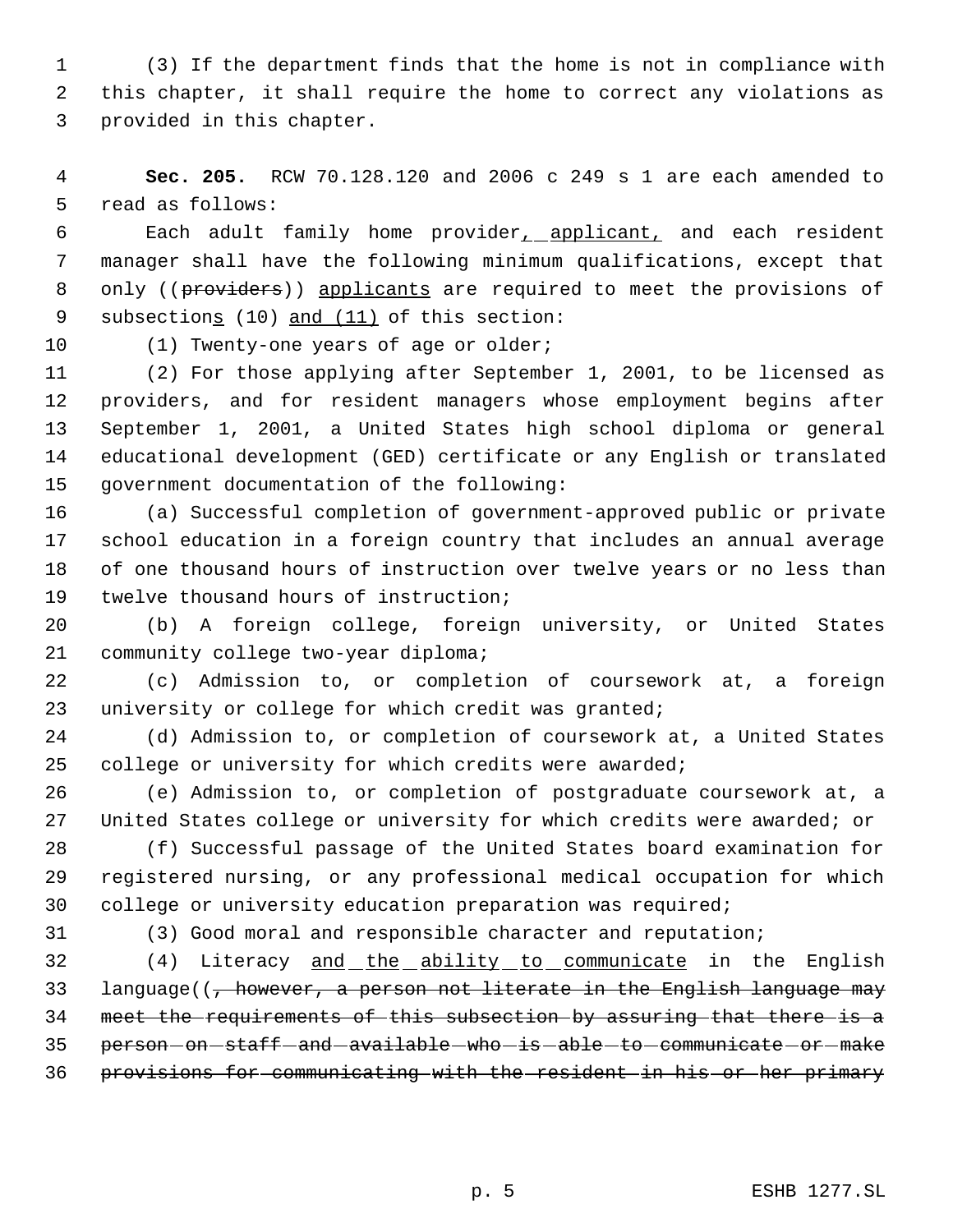(3) If the department finds that the home is not in compliance with this chapter, it shall require the home to correct any violations as provided in this chapter.

**Sec. 205.** RCW 70.128.120 and 2006 c 249 s 1 are each amended to read as follows:

Each adult family home provider, applicant, and each resident manager shall have the following minimum qualifications, except that only ((~~providers~~)) applicants are required to meet the provisions of subsections (10) and (11) of this section:

(1) Twenty-one years of age or older;

(2) For those applying after September 1, 2001, to be licensed as providers, and for resident managers whose employment begins after September 1, 2001, a United States high school diploma or general educational development (GED) certificate or any English or translated government documentation of the following:

(a) Successful completion of government-approved public or private school education in a foreign country that includes an annual average of one thousand hours of instruction over twelve years or no less than twelve thousand hours of instruction;

(b) A foreign college, foreign university, or United States community college two-year diploma;

(c) Admission to, or completion of coursework at, a foreign university or college for which credit was granted;

(d) Admission to, or completion of coursework at, a United States college or university for which credits were awarded;

(e) Admission to, or completion of postgraduate coursework at, a United States college or university for which credits were awarded; or

(f) Successful passage of the United States board examination for registered nursing, or any professional medical occupation for which college or university education preparation was required;

(3) Good moral and responsible character and reputation;

(4) Literacy and the ability to communicate in the English language((~~, however, a person not literate in the English language may meet the requirements of this subsection by assuring that there is a person on staff and available who is able to communicate or make provisions for communicating with the resident in his or her primary~~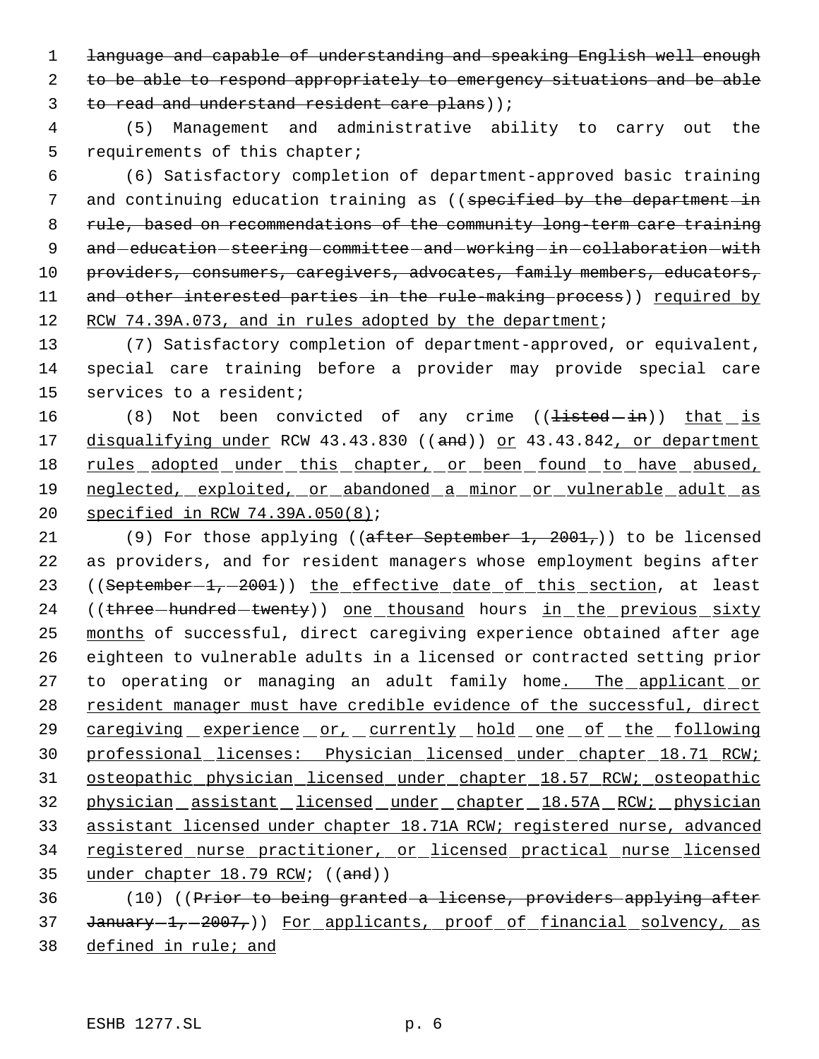language and capable of understanding and speaking English well enough to be able to respond appropriately to emergency situations and be able to read and understand resident care plans));

(5) Management and administrative ability to carry out the requirements of this chapter;

(6) Satisfactory completion of department-approved basic training and continuing education training as ((specified by the department in rule, based on recommendations of the community long-term care training and education steering committee and working in collaboration with providers, consumers, caregivers, advocates, family members, educators, and other interested parties in the rule-making process)) required by RCW 74.39A.073, and in rules adopted by the department;

(7) Satisfactory completion of department-approved, or equivalent, special care training before a provider may provide special care services to a resident;

(8) Not been convicted of any crime ((listed in)) that is disqualifying under RCW 43.43.830 ((and)) or 43.43.842, or department rules adopted under this chapter, or been found to have abused, neglected, exploited, or abandoned a minor or vulnerable adult as specified in RCW 74.39A.050(8);

(9) For those applying ((after September 1, 2001,)) to be licensed as providers, and for resident managers whose employment begins after ((September 1, 2001)) the effective date of this section, at least ((three hundred twenty)) one thousand hours in the previous sixty months of successful, direct caregiving experience obtained after age eighteen to vulnerable adults in a licensed or contracted setting prior to operating or managing an adult family home. The applicant or resident manager must have credible evidence of the successful, direct caregiving experience or, currently hold one of the following professional licenses: Physician licensed under chapter 18.71 RCW; osteopathic physician licensed under chapter 18.57 RCW; osteopathic physician assistant licensed under chapter 18.57A RCW; physician assistant licensed under chapter 18.71A RCW; registered nurse, advanced registered nurse practitioner, or licensed practical nurse licensed under chapter 18.79 RCW; ((and))

(10) ((Prior to being granted a license, providers applying after January 1, 2007,)) For applicants, proof of financial solvency, as defined in rule; and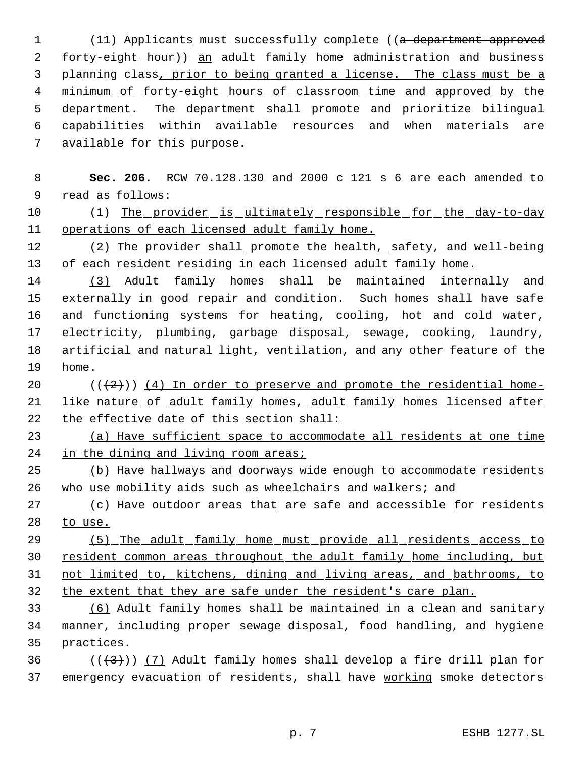(11) Applicants must successfully complete ((a department-approved forty-eight hour)) an adult family home administration and business planning class, prior to being granted a license. The class must be a minimum of forty-eight hours of classroom time and approved by the department. The department shall promote and prioritize bilingual capabilities within available resources and when materials are available for this purpose.

**Sec. 206.** RCW 70.128.130 and 2000 c 121 s 6 are each amended to read as follows:

(1) The provider is ultimately responsible for the day-to-day operations of each licensed adult family home.

(2) The provider shall promote the health, safety, and well-being of each resident residing in each licensed adult family home.

(3) Adult family homes shall be maintained internally and externally in good repair and condition. Such homes shall have safe and functioning systems for heating, cooling, hot and cold water, electricity, plumbing, garbage disposal, sewage, cooking, laundry, artificial and natural light, ventilation, and any other feature of the home.

(((2))) (4) In order to preserve and promote the residential home-like nature of adult family homes, adult family homes licensed after the effective date of this section shall:

(a) Have sufficient space to accommodate all residents at one time in the dining and living room areas;

(b) Have hallways and doorways wide enough to accommodate residents who use mobility aids such as wheelchairs and walkers; and

(c) Have outdoor areas that are safe and accessible for residents to use.

(5) The adult family home must provide all residents access to resident common areas throughout the adult family home including, but not limited to, kitchens, dining and living areas, and bathrooms, to the extent that they are safe under the resident's care plan.

(6) Adult family homes shall be maintained in a clean and sanitary manner, including proper sewage disposal, food handling, and hygiene practices.

(((3))) (7) Adult family homes shall develop a fire drill plan for emergency evacuation of residents, shall have working smoke detectors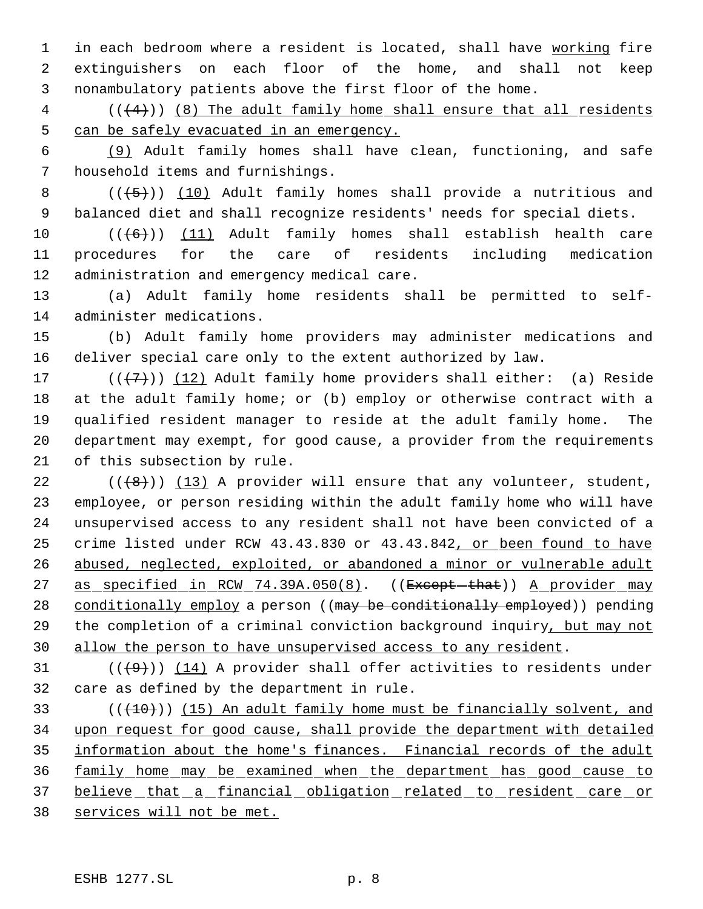in each bedroom where a resident is located, shall have working fire extinguishers on each floor of the home, and shall not keep nonambulatory patients above the first floor of the home.

(((4))) (8) The adult family home shall ensure that all residents can be safely evacuated in an emergency.

(9) Adult family homes shall have clean, functioning, and safe household items and furnishings.

(((5))) (10) Adult family homes shall provide a nutritious and balanced diet and shall recognize residents' needs for special diets.

(((6))) (11) Adult family homes shall establish health care procedures for the care of residents including medication administration and emergency medical care.

(a) Adult family home residents shall be permitted to self-administer medications.

(b) Adult family home providers may administer medications and deliver special care only to the extent authorized by law.

(((7))) (12) Adult family home providers shall either: (a) Reside at the adult family home; or (b) employ or otherwise contract with a qualified resident manager to reside at the adult family home. The department may exempt, for good cause, a provider from the requirements of this subsection by rule.

(((8))) (13) A provider will ensure that any volunteer, student, employee, or person residing within the adult family home who will have unsupervised access to any resident shall not have been convicted of a crime listed under RCW 43.43.830 or 43.43.842, or been found to have abused, neglected, exploited, or abandoned a minor or vulnerable adult as specified in RCW 74.39A.050(8). ((~~Except that~~)) A provider may conditionally employ a person ((~~may be conditionally employed~~)) pending the completion of a criminal conviction background inquiry, but may not allow the person to have unsupervised access to any resident.

(((9))) (14) A provider shall offer activities to residents under care as defined by the department in rule.

(((10))) (15) An adult family home must be financially solvent, and upon request for good cause, shall provide the department with detailed information about the home's finances. Financial records of the adult family home may be examined when the department has good cause to believe that a financial obligation related to resident care or services will not be met.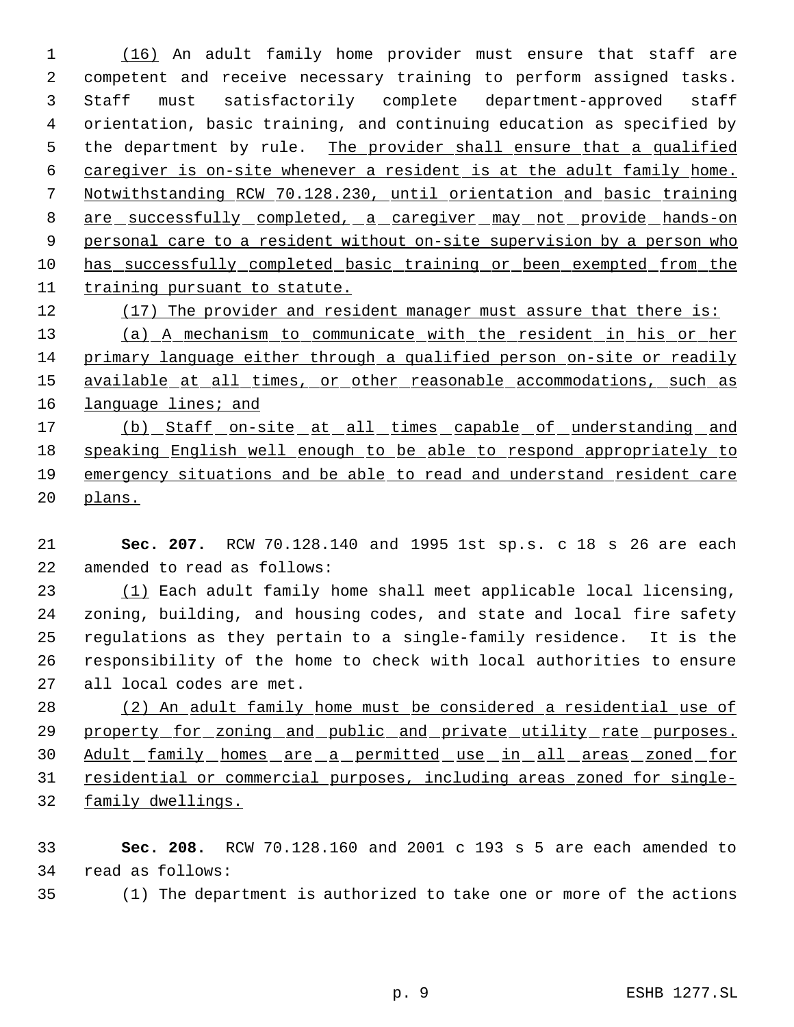(16) An adult family home provider must ensure that staff are competent and receive necessary training to perform assigned tasks. Staff must satisfactorily complete department-approved staff orientation, basic training, and continuing education as specified by the department by rule. The provider shall ensure that a qualified caregiver is on-site whenever a resident is at the adult family home. Notwithstanding RCW 70.128.230, until orientation and basic training are successfully completed, a caregiver may not provide hands-on personal care to a resident without on-site supervision by a person who has successfully completed basic training or been exempted from the training pursuant to statute.

(17) The provider and resident manager must assure that there is:

(a) A mechanism to communicate with the resident in his or her primary language either through a qualified person on-site or readily available at all times, or other reasonable accommodations, such as language lines; and

(b) Staff on-site at all times capable of understanding and speaking English well enough to be able to respond appropriately to emergency situations and be able to read and understand resident care plans.

**Sec. 207.** RCW 70.128.140 and 1995 1st sp.s. c 18 s 26 are each amended to read as follows:

(1) Each adult family home shall meet applicable local licensing, zoning, building, and housing codes, and state and local fire safety regulations as they pertain to a single-family residence. It is the responsibility of the home to check with local authorities to ensure all local codes are met.

(2) An adult family home must be considered a residential use of property for zoning and public and private utility rate purposes. Adult family homes are a permitted use in all areas zoned for residential or commercial purposes, including areas zoned for single-family dwellings.

**Sec. 208.** RCW 70.128.160 and 2001 c 193 s 5 are each amended to read as follows:

(1) The department is authorized to take one or more of the actions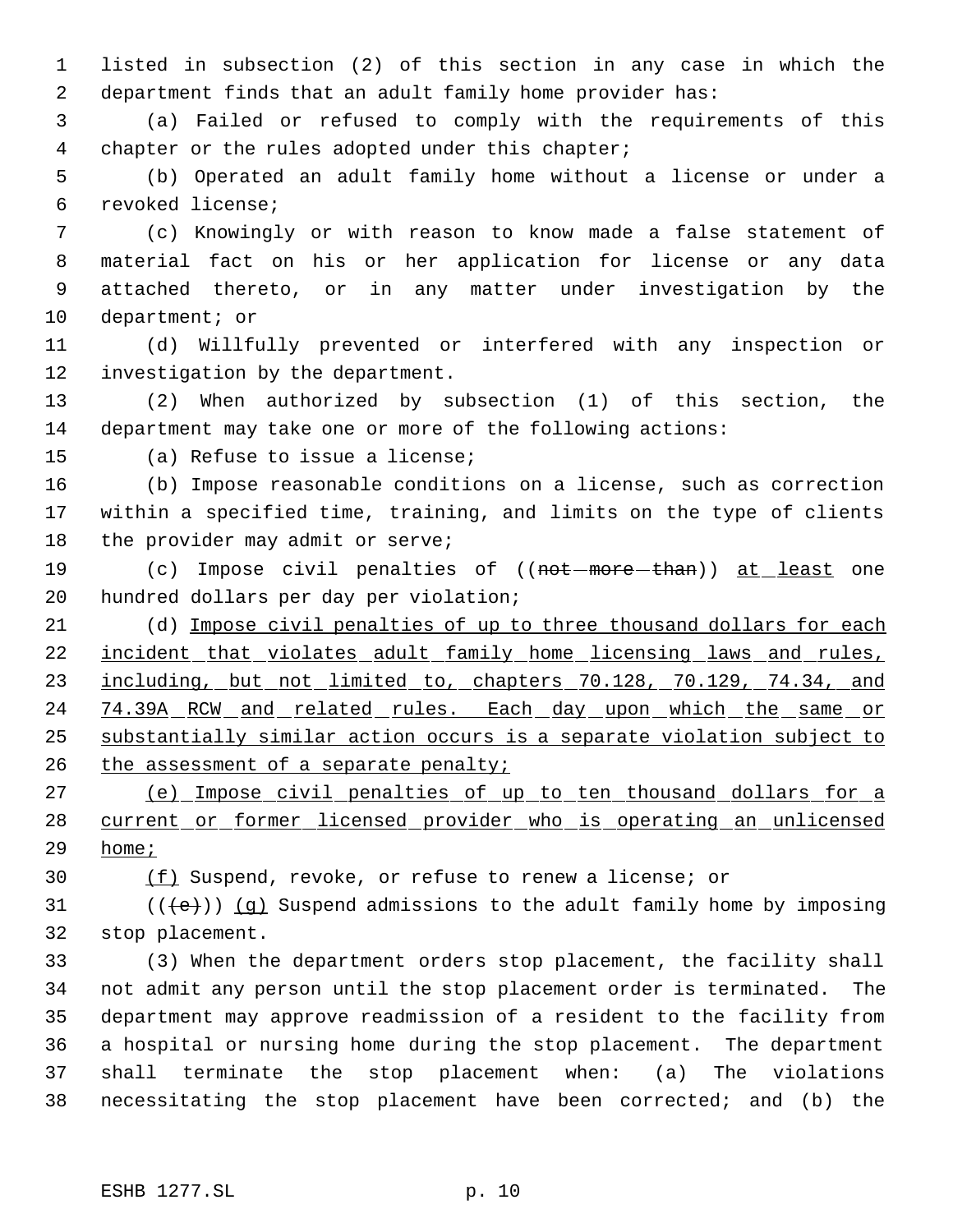listed in subsection (2) of this section in any case in which the department finds that an adult family home provider has:

(a) Failed or refused to comply with the requirements of this chapter or the rules adopted under this chapter;

(b) Operated an adult family home without a license or under a revoked license;

(c) Knowingly or with reason to know made a false statement of material fact on his or her application for license or any data attached thereto, or in any matter under investigation by the department; or

(d) Willfully prevented or interfered with any inspection or investigation by the department.

(2) When authorized by subsection (1) of this section, the department may take one or more of the following actions:

(a) Refuse to issue a license;

(b) Impose reasonable conditions on a license, such as correction within a specified time, training, and limits on the type of clients the provider may admit or serve;

(c) Impose civil penalties of ((~~not more than~~)) at least one hundred dollars per day per violation;

(d) Impose civil penalties of up to three thousand dollars for each incident that violates adult family home licensing laws and rules, including, but not limited to, chapters 70.128, 70.129, 74.34, and 74.39A RCW and related rules. Each day upon which the same or substantially similar action occurs is a separate violation subject to the assessment of a separate penalty;

(e) Impose civil penalties of up to ten thousand dollars for a current or former licensed provider who is operating an unlicensed home;

(f) Suspend, revoke, or refuse to renew a license; or

((~~(e)~~)) (g) Suspend admissions to the adult family home by imposing stop placement.

(3) When the department orders stop placement, the facility shall not admit any person until the stop placement order is terminated. The department may approve readmission of a resident to the facility from a hospital or nursing home during the stop placement. The department shall terminate the stop placement when: (a) The violations necessitating the stop placement have been corrected; and (b) the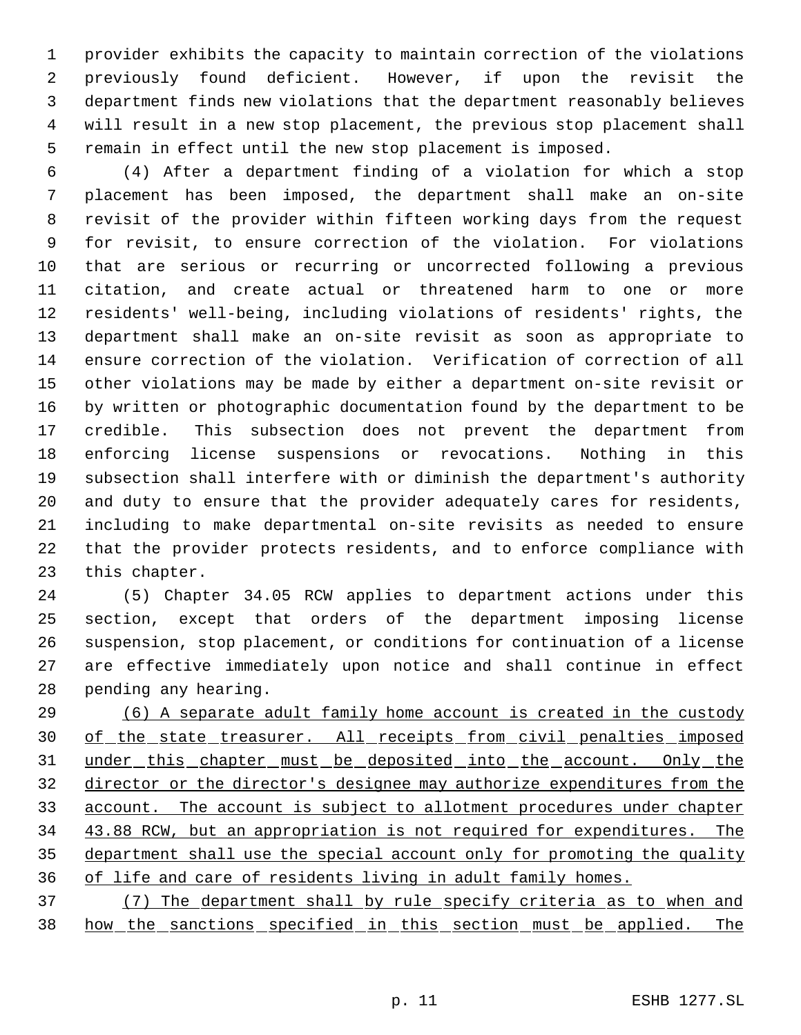provider exhibits the capacity to maintain correction of the violations previously found deficient. However, if upon the revisit the department finds new violations that the department reasonably believes will result in a new stop placement, the previous stop placement shall remain in effect until the new stop placement is imposed.

(4) After a department finding of a violation for which a stop placement has been imposed, the department shall make an on-site revisit of the provider within fifteen working days from the request for revisit, to ensure correction of the violation. For violations that are serious or recurring or uncorrected following a previous citation, and create actual or threatened harm to one or more residents' well-being, including violations of residents' rights, the department shall make an on-site revisit as soon as appropriate to ensure correction of the violation. Verification of correction of all other violations may be made by either a department on-site revisit or by written or photographic documentation found by the department to be credible. This subsection does not prevent the department from enforcing license suspensions or revocations. Nothing in this subsection shall interfere with or diminish the department's authority and duty to ensure that the provider adequately cares for residents, including to make departmental on-site revisits as needed to ensure that the provider protects residents, and to enforce compliance with this chapter.

(5) Chapter 34.05 RCW applies to department actions under this section, except that orders of the department imposing license suspension, stop placement, or conditions for continuation of a license are effective immediately upon notice and shall continue in effect pending any hearing.

(6) A separate adult family home account is created in the custody of the state treasurer. All receipts from civil penalties imposed under this chapter must be deposited into the account. Only the director or the director's designee may authorize expenditures from the account. The account is subject to allotment procedures under chapter 43.88 RCW, but an appropriation is not required for expenditures. The department shall use the special account only for promoting the quality of life and care of residents living in adult family homes.

(7) The department shall by rule specify criteria as to when and how the sanctions specified in this section must be applied. The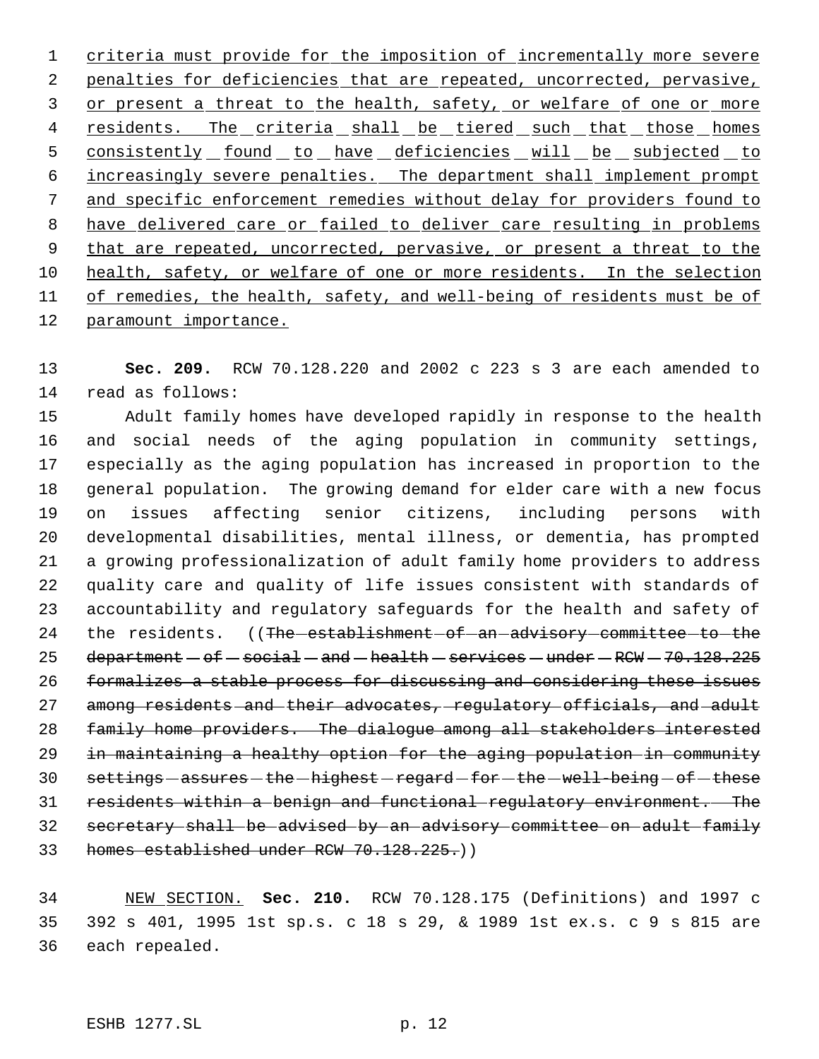criteria must provide for the imposition of incrementally more severe penalties for deficiencies that are repeated, uncorrected, pervasive, or present a threat to the health, safety, or welfare of one or more residents. The criteria shall be tiered such that those homes consistently found to have deficiencies will be subjected to increasingly severe penalties. The department shall implement prompt and specific enforcement remedies without delay for providers found to have delivered care or failed to deliver care resulting in problems that are repeated, uncorrected, pervasive, or present a threat to the health, safety, or welfare of one or more residents. In the selection of remedies, the health, safety, and well-being of residents must be of paramount importance.

**Sec. 209.** RCW 70.128.220 and 2002 c 223 s 3 are each amended to read as follows:

Adult family homes have developed rapidly in response to the health and social needs of the aging population in community settings, especially as the aging population has increased in proportion to the general population. The growing demand for elder care with a new focus on issues affecting senior citizens, including persons with developmental disabilities, mental illness, or dementia, has prompted a growing professionalization of adult family home providers to address quality care and quality of life issues consistent with standards of accountability and regulatory safeguards for the health and safety of the residents. ((~~The establishment of an advisory committee to the department of social and health services under RCW 70.128.225 formalizes a stable process for discussing and considering these issues among residents and their advocates, regulatory officials, and adult family home providers. The dialogue among all stakeholders interested in maintaining a healthy option for the aging population in community settings assures the highest regard for the well-being of these residents within a benign and functional regulatory environment. The secretary shall be advised by an advisory committee on adult family homes established under RCW 70.128.225.~~))

NEW SECTION. **Sec. 210.** RCW 70.128.175 (Definitions) and 1997 c 392 s 401, 1995 1st sp.s. c 18 s 29, & 1989 1st ex.s. c 9 s 815 are each repealed.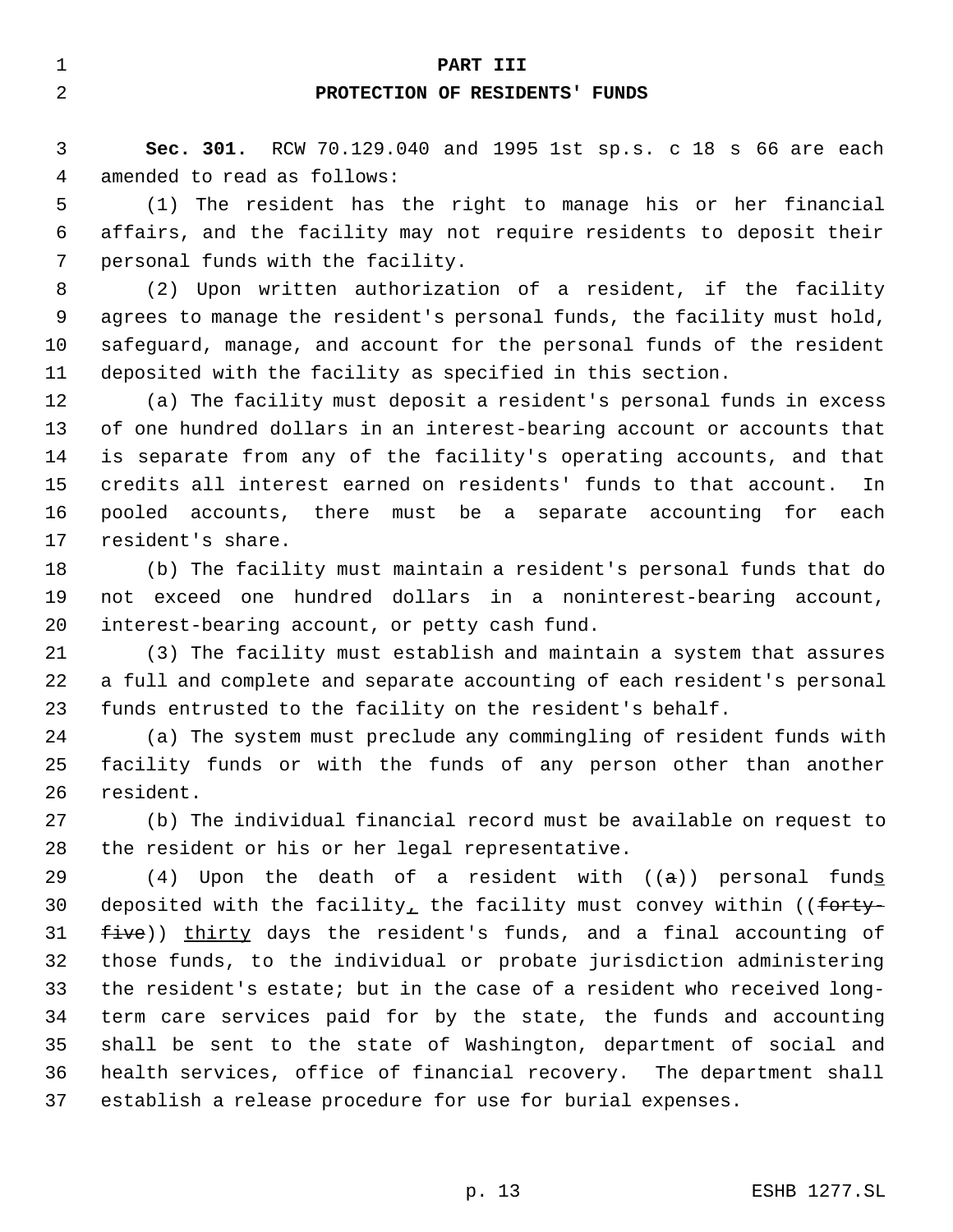# PART III
## PROTECTION OF RESIDENTS' FUNDS

**Sec. 301.** RCW 70.129.040 and 1995 1st sp.s. c 18 s 66 are each amended to read as follows:

(1) The resident has the right to manage his or her financial affairs, and the facility may not require residents to deposit their personal funds with the facility.

(2) Upon written authorization of a resident, if the facility agrees to manage the resident's personal funds, the facility must hold, safeguard, manage, and account for the personal funds of the resident deposited with the facility as specified in this section.

(a) The facility must deposit a resident's personal funds in excess of one hundred dollars in an interest-bearing account or accounts that is separate from any of the facility's operating accounts, and that credits all interest earned on residents' funds to that account. In pooled accounts, there must be a separate accounting for each resident's share.

(b) The facility must maintain a resident's personal funds that do not exceed one hundred dollars in a noninterest-bearing account, interest-bearing account, or petty cash fund.

(3) The facility must establish and maintain a system that assures a full and complete and separate accounting of each resident's personal funds entrusted to the facility on the resident's behalf.

(a) The system must preclude any commingling of resident funds with facility funds or with the funds of any person other than another resident.

(b) The individual financial record must be available on request to the resident or his or her legal representative.

(4) Upon the death of a resident with ((~~a~~)) personal funds deposited with the facility, the facility must convey within ((~~forty-five~~)) thirty days the resident's funds, and a final accounting of those funds, to the individual or probate jurisdiction administering the resident's estate; but in the case of a resident who received long-term care services paid for by the state, the funds and accounting shall be sent to the state of Washington, department of social and health services, office of financial recovery. The department shall establish a release procedure for use for burial expenses.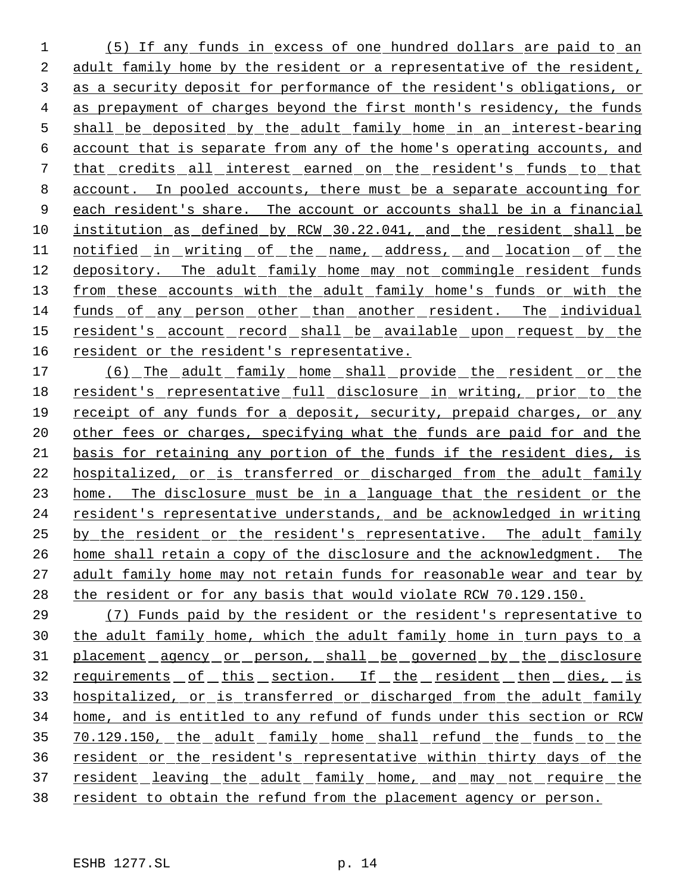(5) If any funds in excess of one hundred dollars are paid to an adult family home by the resident or a representative of the resident, as a security deposit for performance of the resident's obligations, or as prepayment of charges beyond the first month's residency, the funds shall be deposited by the adult family home in an interest-bearing account that is separate from any of the home's operating accounts, and that credits all interest earned on the resident's funds to that account. In pooled accounts, there must be a separate accounting for each resident's share. The account or accounts shall be in a financial institution as defined by RCW 30.22.041, and the resident shall be notified in writing of the name, address, and location of the depository. The adult family home may not commingle resident funds from these accounts with the adult family home's funds or with the funds of any person other than another resident. The individual resident's account record shall be available upon request by the resident or the resident's representative.

(6) The adult family home shall provide the resident or the resident's representative full disclosure in writing, prior to the receipt of any funds for a deposit, security, prepaid charges, or any other fees or charges, specifying what the funds are paid for and the basis for retaining any portion of the funds if the resident dies, is hospitalized, or is transferred or discharged from the adult family home. The disclosure must be in a language that the resident or the resident's representative understands, and be acknowledged in writing by the resident or the resident's representative. The adult family home shall retain a copy of the disclosure and the acknowledgment. The adult family home may not retain funds for reasonable wear and tear by the resident or for any basis that would violate RCW 70.129.150.

(7) Funds paid by the resident or the resident's representative to the adult family home, which the adult family home in turn pays to a placement agency or person, shall be governed by the disclosure requirements of this section. If the resident then dies, is hospitalized, or is transferred or discharged from the adult family home, and is entitled to any refund of funds under this section or RCW 70.129.150, the adult family home shall refund the funds to the resident or the resident's representative within thirty days of the resident leaving the adult family home, and may not require the resident to obtain the refund from the placement agency or person.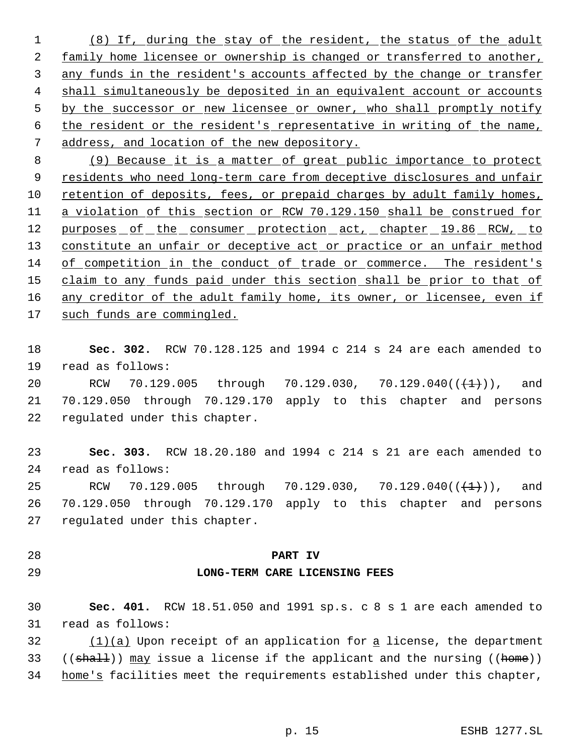(8) If, during the stay of the resident, the status of the adult family home licensee or ownership is changed or transferred to another, any funds in the resident's accounts affected by the change or transfer shall simultaneously be deposited in an equivalent account or accounts by the successor or new licensee or owner, who shall promptly notify the resident or the resident's representative in writing of the name, address, and location of the new depository.

(9) Because it is a matter of great public importance to protect residents who need long-term care from deceptive disclosures and unfair retention of deposits, fees, or prepaid charges by adult family homes, a violation of this section or RCW 70.129.150 shall be construed for purposes of the consumer protection act, chapter 19.86 RCW, to constitute an unfair or deceptive act or practice or an unfair method of competition in the conduct of trade or commerce. The resident's claim to any funds paid under this section shall be prior to that of any creditor of the adult family home, its owner, or licensee, even if such funds are commingled.

**Sec. 302.** RCW 70.128.125 and 1994 c 214 s 24 are each amended to read as follows:

RCW 70.129.005 through 70.129.030, 70.129.040(((1))), and 70.129.050 through 70.129.170 apply to this chapter and persons regulated under this chapter.

**Sec. 303.** RCW 18.20.180 and 1994 c 214 s 21 are each amended to read as follows:

RCW 70.129.005 through 70.129.030, 70.129.040(((1))), and 70.129.050 through 70.129.170 apply to this chapter and persons regulated under this chapter.

## PART IV
## LONG-TERM CARE LICENSING FEES

**Sec. 401.** RCW 18.51.050 and 1991 sp.s. c 8 s 1 are each amended to read as follows:

(1)(a) Upon receipt of an application for a license, the department ((shall)) may issue a license if the applicant and the nursing ((home)) home's facilities meet the requirements established under this chapter,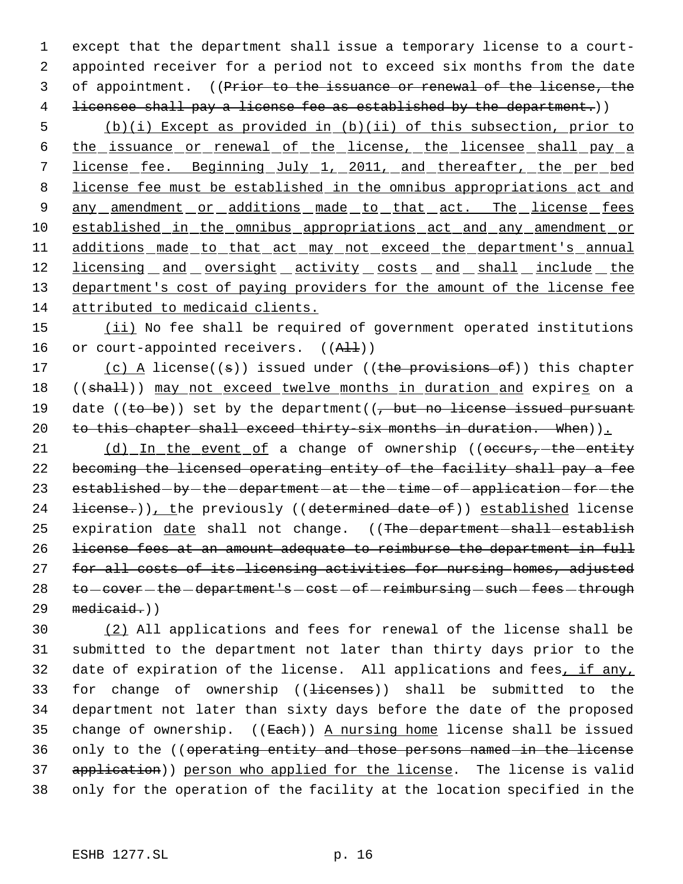except that the department shall issue a temporary license to a court-appointed receiver for a period not to exceed six months from the date of appointment. ((~~Prior to the issuance or renewal of the license, the licensee shall pay a license fee as established by the department.~~))

<u>(b)(i) Except as provided in (b)(ii) of this subsection, prior to the issuance or renewal of the license, the licensee shall pay a license fee. Beginning July 1, 2011, and thereafter, the per bed license fee must be established in the omnibus appropriations act and any amendment or additions made to that act. The license fees established in the omnibus appropriations act and any amendment or additions made to that act may not exceed the department's annual licensing and oversight activity costs and shall include the department's cost of paying providers for the amount of the license fee attributed to medicaid clients.</u>

<u>(ii)</u> No fee shall be required of government operated institutions or court-appointed receivers. ((~~All~~))

<u>(c) A</u> license((~~s~~)) issued under ((~~the provisions of~~)) this chapter ((~~shall~~)) <u>may not exceed twelve months in duration and</u> expire<u>s</u> on a date ((~~to be~~)) set by the department((~~, but no license issued pursuant to this chapter shall exceed thirty-six months in duration. When~~))<u>.</u>

<u>(d) In the event of</u> a change of ownership ((~~occurs, the entity becoming the licensed operating entity of the facility shall pay a fee established by the department at the time of application for the license.~~))<u>, t</u>he previously ((~~determined date of~~)) <u>established</u> license expiration <u>date</u> shall not change. ((~~The department shall establish license fees at an amount adequate to reimburse the department in full for all costs of its licensing activities for nursing homes, adjusted to cover the department's cost of reimbursing such fees through medicaid.~~))

<u>(2)</u> All applications and fees for renewal of the license shall be submitted to the department not later than thirty days prior to the date of expiration of the license. All applications and fees<u>, if any,</u> for change of ownership ((~~licenses~~)) shall be submitted to the department not later than sixty days before the date of the proposed change of ownership. ((~~Each~~)) <u>A nursing home</u> license shall be issued only to the ((~~operating entity and those persons named in the license application~~)) <u>person who applied for the license</u>. The license is valid only for the operation of the facility at the location specified in the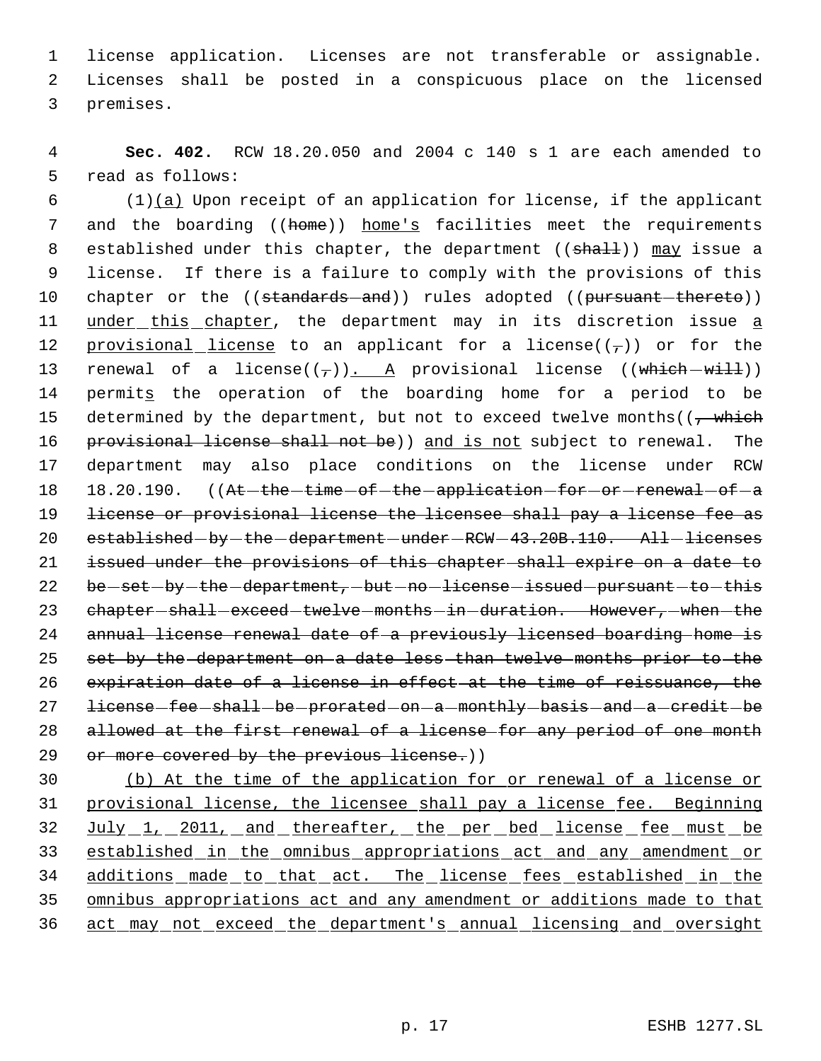license application. Licenses are not transferable or assignable. Licenses shall be posted in a conspicuous place on the licensed premises.

**Sec. 402.** RCW 18.20.050 and 2004 c 140 s 1 are each amended to read as follows:

(1)(a) Upon receipt of an application for license, if the applicant and the boarding ((home)) home's facilities meet the requirements established under this chapter, the department ((shall)) may issue a license. If there is a failure to comply with the provisions of this chapter or the ((standards and)) rules adopted ((pursuant thereto)) under this chapter, the department may in its discretion issue a provisional license to an applicant for a license((,)) or for the renewal of a license((,)). A provisional license ((which will)) permits the operation of the boarding home for a period to be determined by the department, but not to exceed twelve months((, which provisional license shall not be)) and is not subject to renewal. The department may also place conditions on the license under RCW 18.20.190. ((At the time of the application for or renewal of a license or provisional license the licensee shall pay a license fee as established by the department under RCW 43.20B.110. All licenses issued under the provisions of this chapter shall expire on a date to be set by the department, but no license issued pursuant to this chapter shall exceed twelve months in duration. However, when the annual license renewal date of a previously licensed boarding home is set by the department on a date less than twelve months prior to the expiration date of a license in effect at the time of reissuance, the license fee shall be prorated on a monthly basis and a credit be allowed at the first renewal of a license for any period of one month or more covered by the previous license.))

(b) At the time of the application for or renewal of a license or provisional license, the licensee shall pay a license fee. Beginning July 1, 2011, and thereafter, the per bed license fee must be established in the omnibus appropriations act and any amendment or additions made to that act. The license fees established in the omnibus appropriations act and any amendment or additions made to that act may not exceed the department's annual licensing and oversight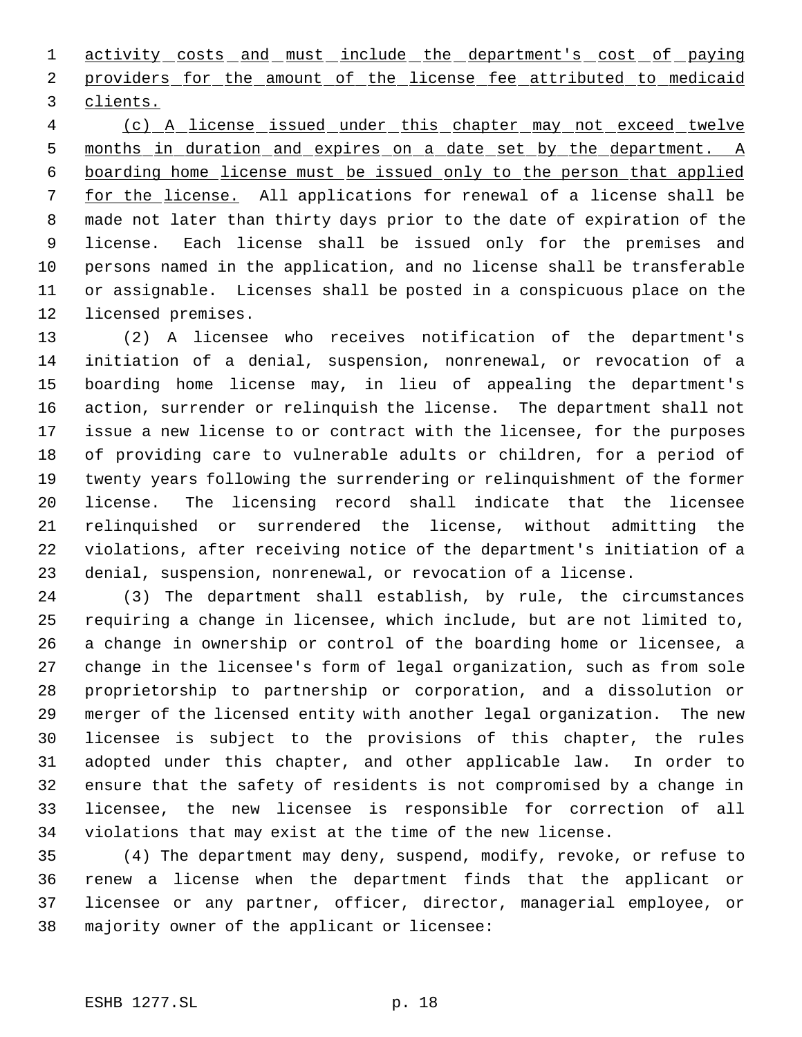activity costs and must include the department's cost of paying providers for the amount of the license fee attributed to medicaid clients.

(c) A license issued under this chapter may not exceed twelve months in duration and expires on a date set by the department. A boarding home license must be issued only to the person that applied for the license. All applications for renewal of a license shall be made not later than thirty days prior to the date of expiration of the license. Each license shall be issued only for the premises and persons named in the application, and no license shall be transferable or assignable. Licenses shall be posted in a conspicuous place on the licensed premises.

(2) A licensee who receives notification of the department's initiation of a denial, suspension, nonrenewal, or revocation of a boarding home license may, in lieu of appealing the department's action, surrender or relinquish the license. The department shall not issue a new license to or contract with the licensee, for the purposes of providing care to vulnerable adults or children, for a period of twenty years following the surrendering or relinquishment of the former license. The licensing record shall indicate that the licensee relinquished or surrendered the license, without admitting the violations, after receiving notice of the department's initiation of a denial, suspension, nonrenewal, or revocation of a license.

(3) The department shall establish, by rule, the circumstances requiring a change in licensee, which include, but are not limited to, a change in ownership or control of the boarding home or licensee, a change in the licensee's form of legal organization, such as from sole proprietorship to partnership or corporation, and a dissolution or merger of the licensed entity with another legal organization. The new licensee is subject to the provisions of this chapter, the rules adopted under this chapter, and other applicable law. In order to ensure that the safety of residents is not compromised by a change in licensee, the new licensee is responsible for correction of all violations that may exist at the time of the new license.

(4) The department may deny, suspend, modify, revoke, or refuse to renew a license when the department finds that the applicant or licensee or any partner, officer, director, managerial employee, or majority owner of the applicant or licensee: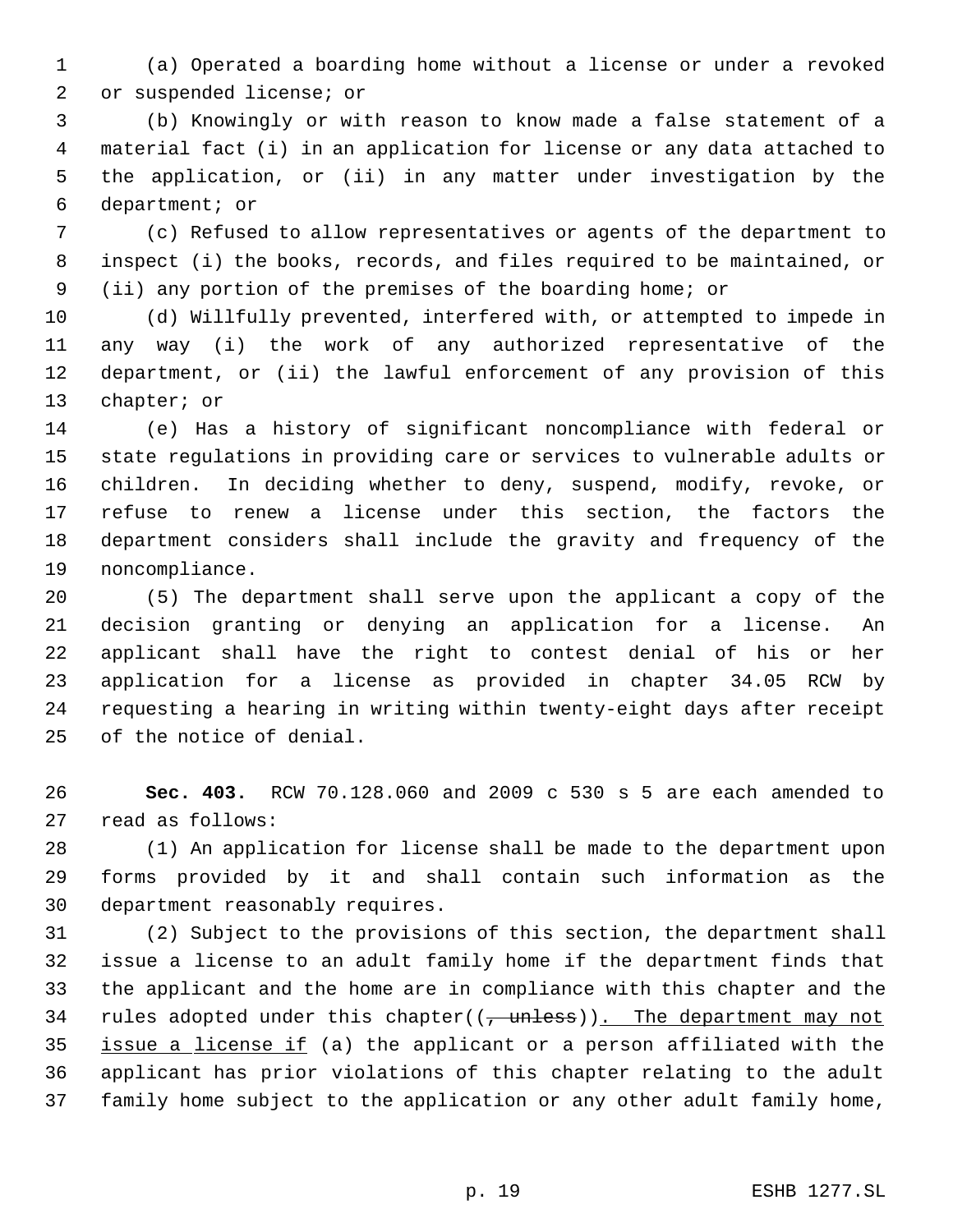(a) Operated a boarding home without a license or under a revoked or suspended license; or

(b) Knowingly or with reason to know made a false statement of a material fact (i) in an application for license or any data attached to the application, or (ii) in any matter under investigation by the department; or

(c) Refused to allow representatives or agents of the department to inspect (i) the books, records, and files required to be maintained, or (ii) any portion of the premises of the boarding home; or

(d) Willfully prevented, interfered with, or attempted to impede in any way (i) the work of any authorized representative of the department, or (ii) the lawful enforcement of any provision of this chapter; or

(e) Has a history of significant noncompliance with federal or state regulations in providing care or services to vulnerable adults or children. In deciding whether to deny, suspend, modify, revoke, or refuse to renew a license under this section, the factors the department considers shall include the gravity and frequency of the noncompliance.

(5) The department shall serve upon the applicant a copy of the decision granting or denying an application for a license. An applicant shall have the right to contest denial of his or her application for a license as provided in chapter 34.05 RCW by requesting a hearing in writing within twenty-eight days after receipt of the notice of denial.

**Sec. 403.** RCW 70.128.060 and 2009 c 530 s 5 are each amended to read as follows:

(1) An application for license shall be made to the department upon forms provided by it and shall contain such information as the department reasonably requires.

(2) Subject to the provisions of this section, the department shall issue a license to an adult family home if the department finds that the applicant and the home are in compliance with this chapter and the rules adopted under this chapter((~~, unless~~)). The department may not issue a license if (a) the applicant or a person affiliated with the applicant has prior violations of this chapter relating to the adult family home subject to the application or any other adult family home,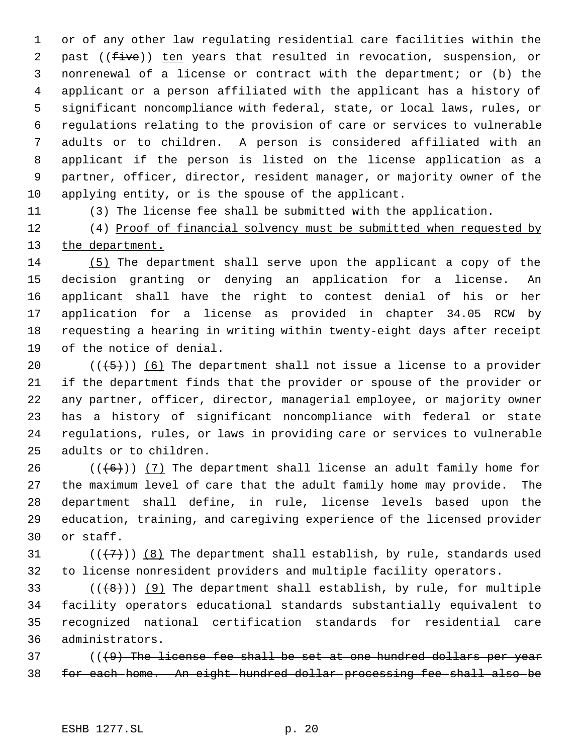or of any other law regulating residential care facilities within the past ((~~five~~)) <u>ten</u> years that resulted in revocation, suspension, or nonrenewal of a license or contract with the department; or (b) the applicant or a person affiliated with the applicant has a history of significant noncompliance with federal, state, or local laws, rules, or regulations relating to the provision of care or services to vulnerable adults or to children. A person is considered affiliated with an applicant if the person is listed on the license application as a partner, officer, director, resident manager, or majority owner of the applying entity, or is the spouse of the applicant.

(3) The license fee shall be submitted with the application.

(4) <u>Proof of financial solvency must be submitted when requested by the department.</u>

<u>(5)</u> The department shall serve upon the applicant a copy of the decision granting or denying an application for a license. An applicant shall have the right to contest denial of his or her application for a license as provided in chapter 34.05 RCW by requesting a hearing in writing within twenty-eight days after receipt of the notice of denial.

((~~(5)~~)) <u>(6)</u> The department shall not issue a license to a provider if the department finds that the provider or spouse of the provider or any partner, officer, director, managerial employee, or majority owner has a history of significant noncompliance with federal or state regulations, rules, or laws in providing care or services to vulnerable adults or to children.

((~~(6)~~)) <u>(7)</u> The department shall license an adult family home for the maximum level of care that the adult family home may provide. The department shall define, in rule, license levels based upon the education, training, and caregiving experience of the licensed provider or staff.

((~~(7)~~)) <u>(8)</u> The department shall establish, by rule, standards used to license nonresident providers and multiple facility operators.

((~~(8)~~)) <u>(9)</u> The department shall establish, by rule, for multiple facility operators educational standards substantially equivalent to recognized national certification standards for residential care administrators.

((~~(9) The license fee shall be set at one hundred dollars per year for each home. An eight hundred dollar processing fee shall also be~~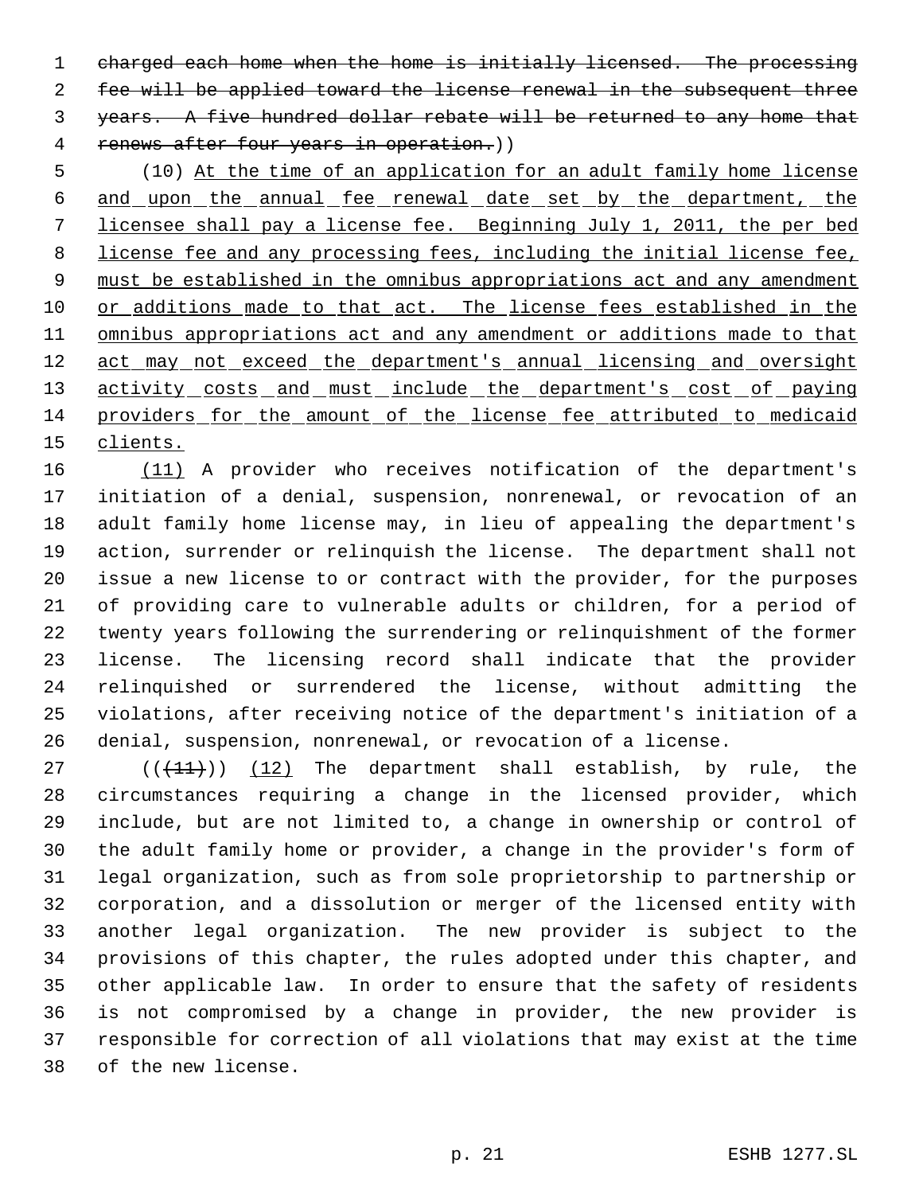~~charged each home when the home is initially licensed. The processing fee will be applied toward the license renewal in the subsequent three years. A five hundred dollar rebate will be returned to any home that renews after four years in operation.~~))

(10) <u>At the time of an application for an adult family home license and upon the annual fee renewal date set by the department, the licensee shall pay a license fee. Beginning July 1, 2011, the per bed license fee and any processing fees, including the initial license fee, must be established in the omnibus appropriations act and any amendment or additions made to that act. The license fees established in the omnibus appropriations act and any amendment or additions made to that act may not exceed the department's annual licensing and oversight activity costs and must include the department's cost of paying providers for the amount of the license fee attributed to medicaid clients.</u>

<u>(11)</u> A provider who receives notification of the department's initiation of a denial, suspension, nonrenewal, or revocation of an adult family home license may, in lieu of appealing the department's action, surrender or relinquish the license. The department shall not issue a new license to or contract with the provider, for the purposes of providing care to vulnerable adults or children, for a period of twenty years following the surrendering or relinquishment of the former license. The licensing record shall indicate that the provider relinquished or surrendered the license, without admitting the violations, after receiving notice of the department's initiation of a denial, suspension, nonrenewal, or revocation of a license.

((~~(11)~~)) <u>(12)</u> The department shall establish, by rule, the circumstances requiring a change in the licensed provider, which include, but are not limited to, a change in ownership or control of the adult family home or provider, a change in the provider's form of legal organization, such as from sole proprietorship to partnership or corporation, and a dissolution or merger of the licensed entity with another legal organization. The new provider is subject to the provisions of this chapter, the rules adopted under this chapter, and other applicable law. In order to ensure that the safety of residents is not compromised by a change in provider, the new provider is responsible for correction of all violations that may exist at the time of the new license.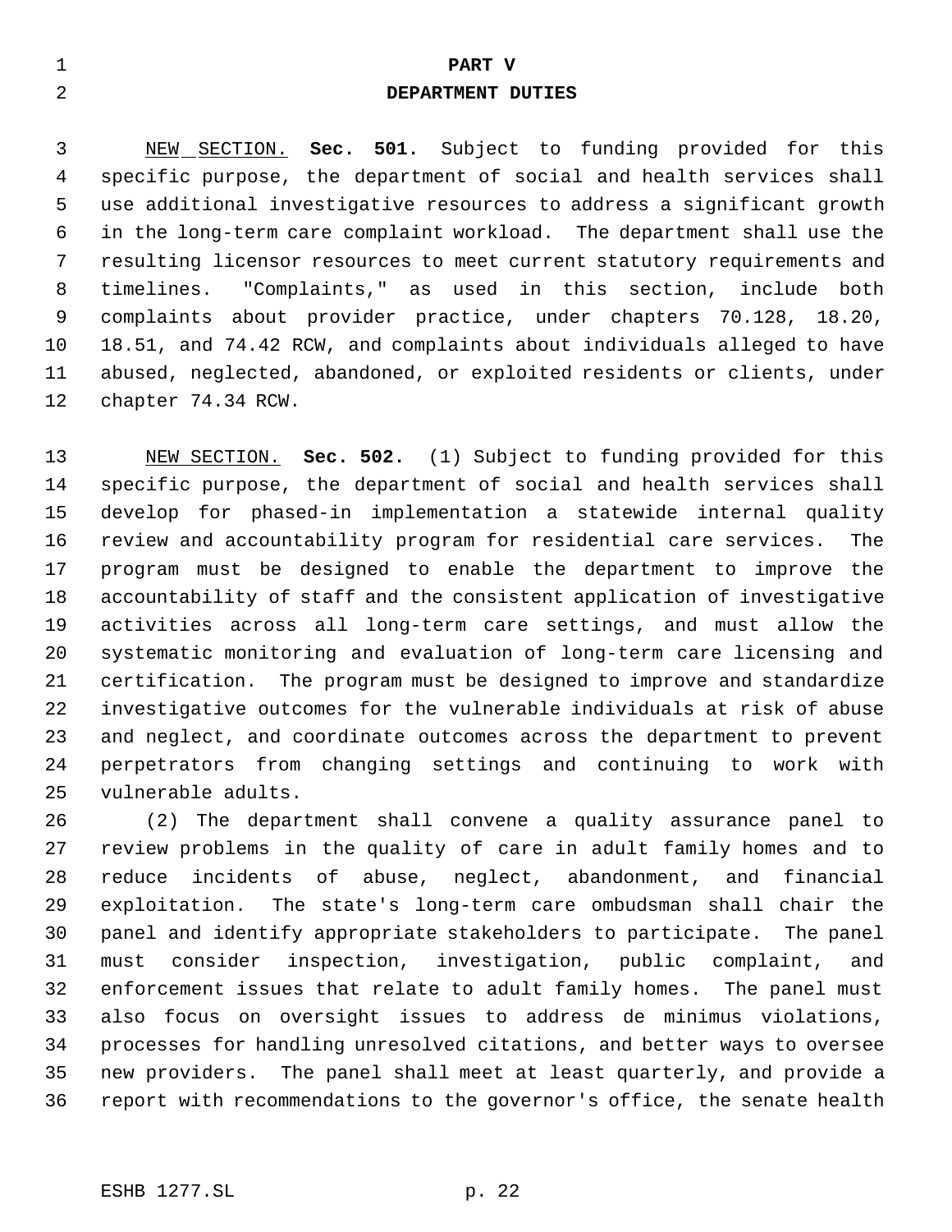# PART V
## DEPARTMENT DUTIES

NEW SECTION. **Sec. 501.** Subject to funding provided for this specific purpose, the department of social and health services shall use additional investigative resources to address a significant growth in the long-term care complaint workload. The department shall use the resulting licensor resources to meet current statutory requirements and timelines. "Complaints," as used in this section, include both complaints about provider practice, under chapters 70.128, 18.20, 18.51, and 74.42 RCW, and complaints about individuals alleged to have abused, neglected, abandoned, or exploited residents or clients, under chapter 74.34 RCW.

NEW SECTION. **Sec. 502.** (1) Subject to funding provided for this specific purpose, the department of social and health services shall develop for phased-in implementation a statewide internal quality review and accountability program for residential care services. The program must be designed to enable the department to improve the accountability of staff and the consistent application of investigative activities across all long-term care settings, and must allow the systematic monitoring and evaluation of long-term care licensing and certification. The program must be designed to improve and standardize investigative outcomes for the vulnerable individuals at risk of abuse and neglect, and coordinate outcomes across the department to prevent perpetrators from changing settings and continuing to work with vulnerable adults.

(2) The department shall convene a quality assurance panel to review problems in the quality of care in adult family homes and to reduce incidents of abuse, neglect, abandonment, and financial exploitation. The state's long-term care ombudsman shall chair the panel and identify appropriate stakeholders to participate. The panel must consider inspection, investigation, public complaint, and enforcement issues that relate to adult family homes. The panel must also focus on oversight issues to address de minimus violations, processes for handling unresolved citations, and better ways to oversee new providers. The panel shall meet at least quarterly, and provide a report with recommendations to the governor's office, the senate health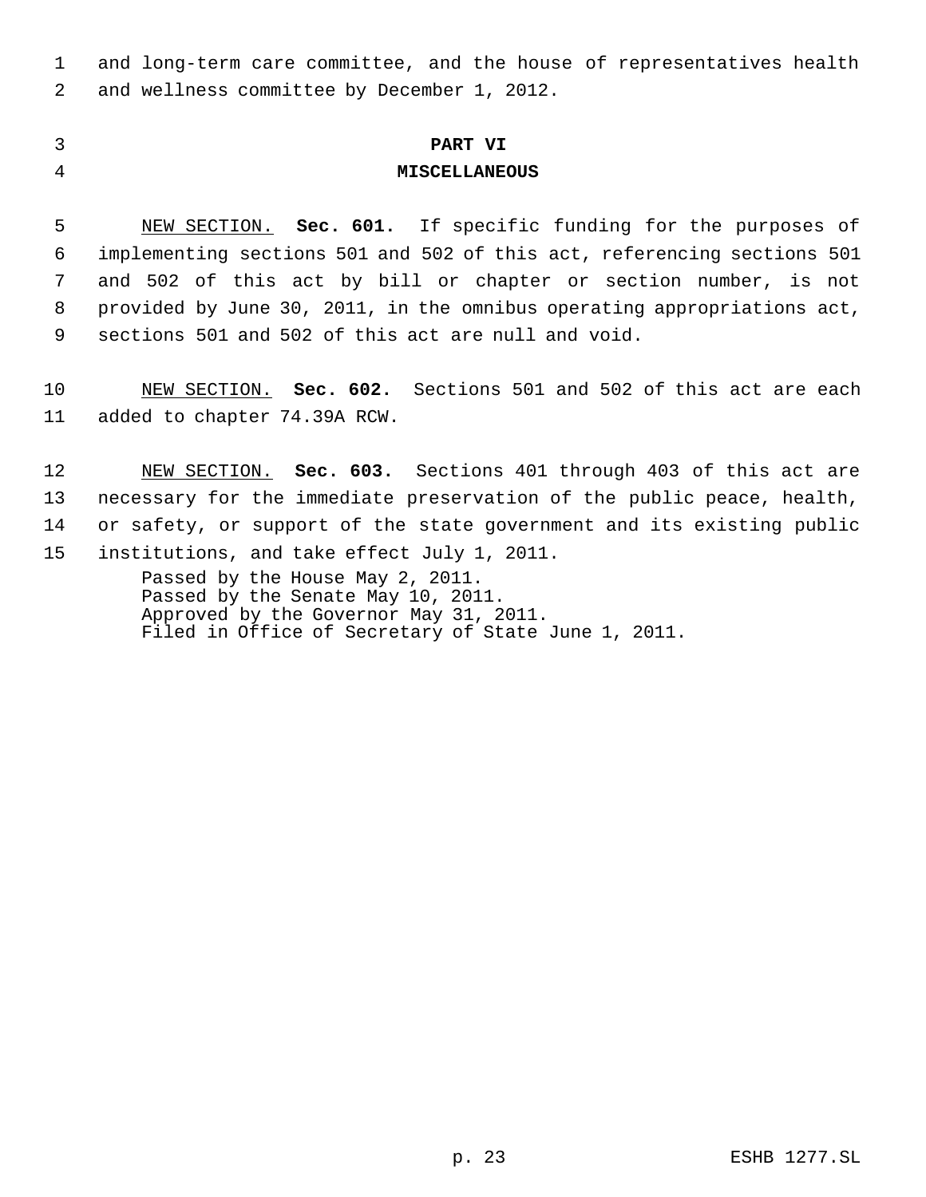and long-term care committee, and the house of representatives health and wellness committee by December 1, 2012.

## PART VI
## MISCELLANEOUS

NEW SECTION. **Sec. 601.** If specific funding for the purposes of implementing sections 501 and 502 of this act, referencing sections 501 and 502 of this act by bill or chapter or section number, is not provided by June 30, 2011, in the omnibus operating appropriations act, sections 501 and 502 of this act are null and void.

NEW SECTION. **Sec. 602.** Sections 501 and 502 of this act are each added to chapter 74.39A RCW.

NEW SECTION. **Sec. 603.** Sections 401 through 403 of this act are necessary for the immediate preservation of the public peace, health, or safety, or support of the state government and its existing public institutions, and take effect July 1, 2011.

Passed by the House May 2, 2011.
Passed by the Senate May 10, 2011.
Approved by the Governor May 31, 2011.
Filed in Office of Secretary of State June 1, 2011.